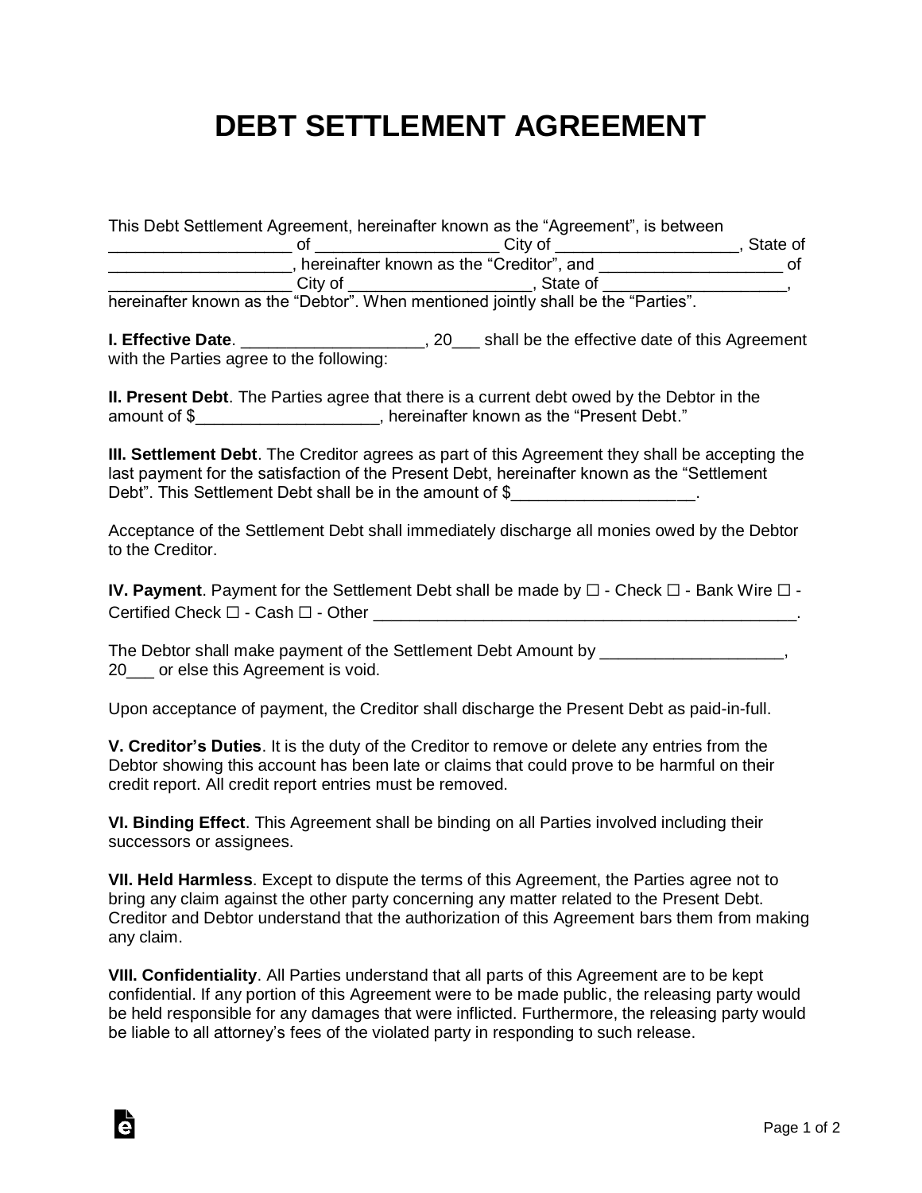# DEBT SETTLEMENT AGREEMENT

This Debt Settlement Agreement, hereinafter known as the "Agreement", is between ____________________ of ____________________ City of ____________________, State of ____________________, hereinafter known as the "Creditor", and ____________________ of ____________________ City of ____________________, State of ____________________, hereinafter known as the "Debtor". When mentioned jointly shall be the "Parties".

**I. Effective Date**. ____________________, 20___ shall be the effective date of this Agreement with the Parties agree to the following:

**II. Present Debt**. The Parties agree that there is a current debt owed by the Debtor in the amount of $____________________, hereinafter known as the "Present Debt."

**III. Settlement Debt**. The Creditor agrees as part of this Agreement they shall be accepting the last payment for the satisfaction of the Present Debt, hereinafter known as the "Settlement Debt". This Settlement Debt shall be in the amount of $____________________.

Acceptance of the Settlement Debt shall immediately discharge all monies owed by the Debtor to the Creditor.

**IV. Payment**. Payment for the Settlement Debt shall be made by ☐ - Check ☐ - Bank Wire ☐ - Certified Check ☐ - Cash ☐ - Other ________________________________________________.

The Debtor shall make payment of the Settlement Debt Amount by ____________________, 20___ or else this Agreement is void.

Upon acceptance of payment, the Creditor shall discharge the Present Debt as paid-in-full.

**V. Creditor's Duties**. It is the duty of the Creditor to remove or delete any entries from the Debtor showing this account has been late or claims that could prove to be harmful on their credit report. All credit report entries must be removed.

**VI. Binding Effect**. This Agreement shall be binding on all Parties involved including their successors or assignees.

**VII. Held Harmless**. Except to dispute the terms of this Agreement, the Parties agree not to bring any claim against the other party concerning any matter related to the Present Debt. Creditor and Debtor understand that the authorization of this Agreement bars them from making any claim.

**VIII. Confidentiality**. All Parties understand that all parts of this Agreement are to be kept confidential. If any portion of this Agreement were to be made public, the releasing party would be held responsible for any damages that were inflicted. Furthermore, the releasing party would be liable to all attorney's fees of the violated party in responding to such release.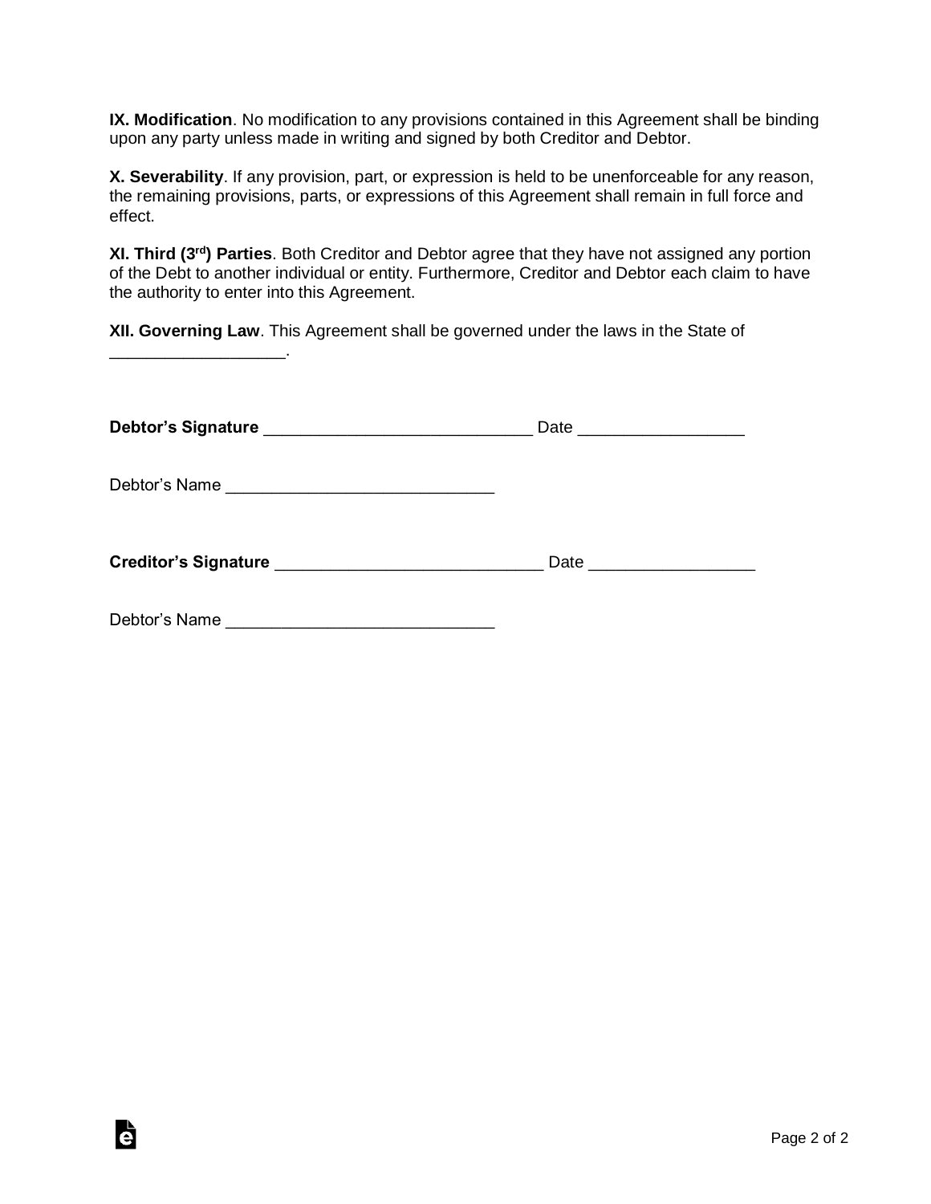**IX. Modification**. No modification to any provisions contained in this Agreement shall be binding upon any party unless made in writing and signed by both Creditor and Debtor.

**X. Severability**. If any provision, part, or expression is held to be unenforceable for any reason, the remaining provisions, parts, or expressions of this Agreement shall remain in full force and effect.

**XI. Third (3rd) Parties**. Both Creditor and Debtor agree that they have not assigned any portion of the Debt to another individual or entity. Furthermore, Creditor and Debtor each claim to have the authority to enter into this Agreement.

**XII. Governing Law**. This Agreement shall be governed under the laws in the State of ___________________.

**Debtor's Signature** _____________________________ Date _________________

Debtor's Name _____________________________

**Creditor's Signature** _____________________________ Date _________________

Debtor's Name _____________________________